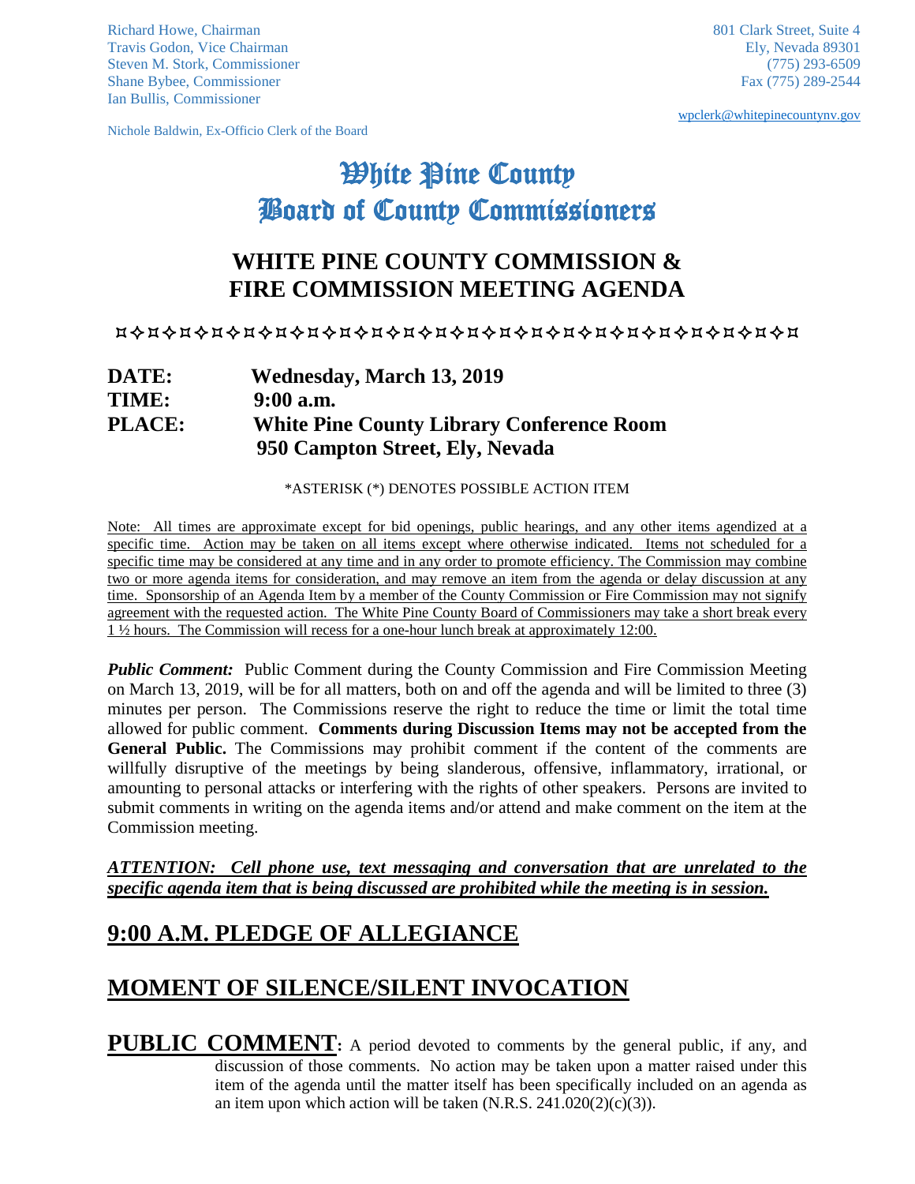Richard Howe, Chairman
Travis Godon, Vice Chairman
Steven M. Stork, Commissioner
Shane Bybee, Commissioner
Ian Bullis, Commissioner

Nichole Baldwin, Ex-Officio Clerk of the Board

801 Clark Street, Suite 4
Ely, Nevada 89301
(775) 293-6509
Fax (775) 289-2544

wpclerk@whitepinecountynv.gov

# White Pine County
# Board of County Commissioners

## WHITE PINE COUNTY COMMISSION & FIRE COMMISSION MEETING AGENDA

**DATE:** Wednesday, March 13, 2019
**TIME:** 9:00 a.m.
**PLACE:** White Pine County Library Conference Room
950 Campton Street, Ely, Nevada

\*ASTERISK (\*) DENOTES POSSIBLE ACTION ITEM

Note: All times are approximate except for bid openings, public hearings, and any other items agendized at a specific time. Action may be taken on all items except where otherwise indicated. Items not scheduled for a specific time may be considered at any time and in any order to promote efficiency. The Commission may combine two or more agenda items for consideration, and may remove an item from the agenda or delay discussion at any time. Sponsorship of an Agenda Item by a member of the County Commission or Fire Commission may not signify agreement with the requested action. The White Pine County Board of Commissioners may take a short break every 1 ½ hours. The Commission will recess for a one-hour lunch break at approximately 12:00.

***Public Comment:*** Public Comment during the County Commission and Fire Commission Meeting on March 13, 2019, will be for all matters, both on and off the agenda and will be limited to three (3) minutes per person. The Commissions reserve the right to reduce the time or limit the total time allowed for public comment. **Comments during Discussion Items may not be accepted from the General Public.** The Commissions may prohibit comment if the content of the comments are willfully disruptive of the meetings by being slanderous, offensive, inflammatory, irrational, or amounting to personal attacks or interfering with the rights of other speakers. Persons are invited to submit comments in writing on the agenda items and/or attend and make comment on the item at the Commission meeting.

***ATTENTION: Cell phone use, text messaging and conversation that are unrelated to the specific agenda item that is being discussed are prohibited while the meeting is in session.***

## 9:00 A.M. PLEDGE OF ALLEGIANCE

## MOMENT OF SILENCE/SILENT INVOCATION

**PUBLIC COMMENT:** A period devoted to comments by the general public, if any, and discussion of those comments. No action may be taken upon a matter raised under this item of the agenda until the matter itself has been specifically included on an agenda as an item upon which action will be taken (N.R.S. 241.020(2)(c)(3)).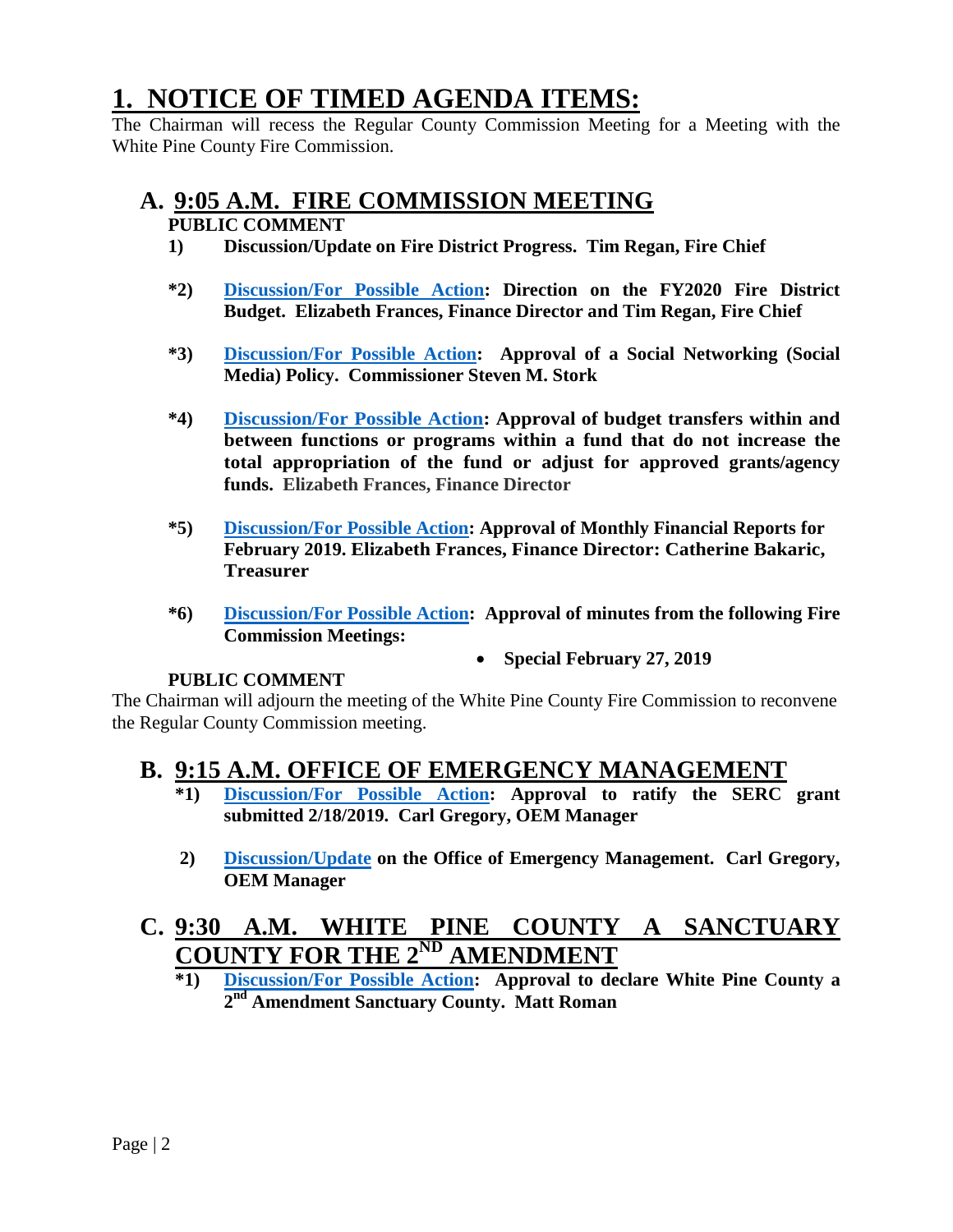# 1. NOTICE OF TIMED AGENDA ITEMS:

The Chairman will recess the Regular County Commission Meeting for a Meeting with the White Pine County Fire Commission.

## A. 9:05 A.M. FIRE COMMISSION MEETING

**PUBLIC COMMENT**

**1) Discussion/Update on Fire District Progress. Tim Regan, Fire Chief**

***2) Discussion/For Possible Action: Direction on the FY2020 Fire District Budget. Elizabeth Frances, Finance Director and Tim Regan, Fire Chief**

***3) Discussion/For Possible Action: Approval of a Social Networking (Social Media) Policy. Commissioner Steven M. Stork**

***4) Discussion/For Possible Action: Approval of budget transfers within and between functions or programs within a fund that do not increase the total appropriation of the fund or adjust for approved grants/agency funds. Elizabeth Frances, Finance Director**

***5) Discussion/For Possible Action: Approval of Monthly Financial Reports for February 2019. Elizabeth Frances, Finance Director: Catherine Bakaric, Treasurer**

***6) Discussion/For Possible Action: Approval of minutes from the following Fire Commission Meetings:**

- **Special February 27, 2019**

**PUBLIC COMMENT**

The Chairman will adjourn the meeting of the White Pine County Fire Commission to reconvene the Regular County Commission meeting.

## B. 9:15 A.M. OFFICE OF EMERGENCY MANAGEMENT

***1) Discussion/For Possible Action: Approval to ratify the SERC grant submitted 2/18/2019. Carl Gregory, OEM Manager**

**2) Discussion/Update on the Office of Emergency Management. Carl Gregory, OEM Manager**

## C. 9:30 A.M. WHITE PINE COUNTY A SANCTUARY COUNTY FOR THE 2ND AMENDMENT

***1) Discussion/For Possible Action: Approval to declare White Pine County a 2nd Amendment Sanctuary County. Matt Roman**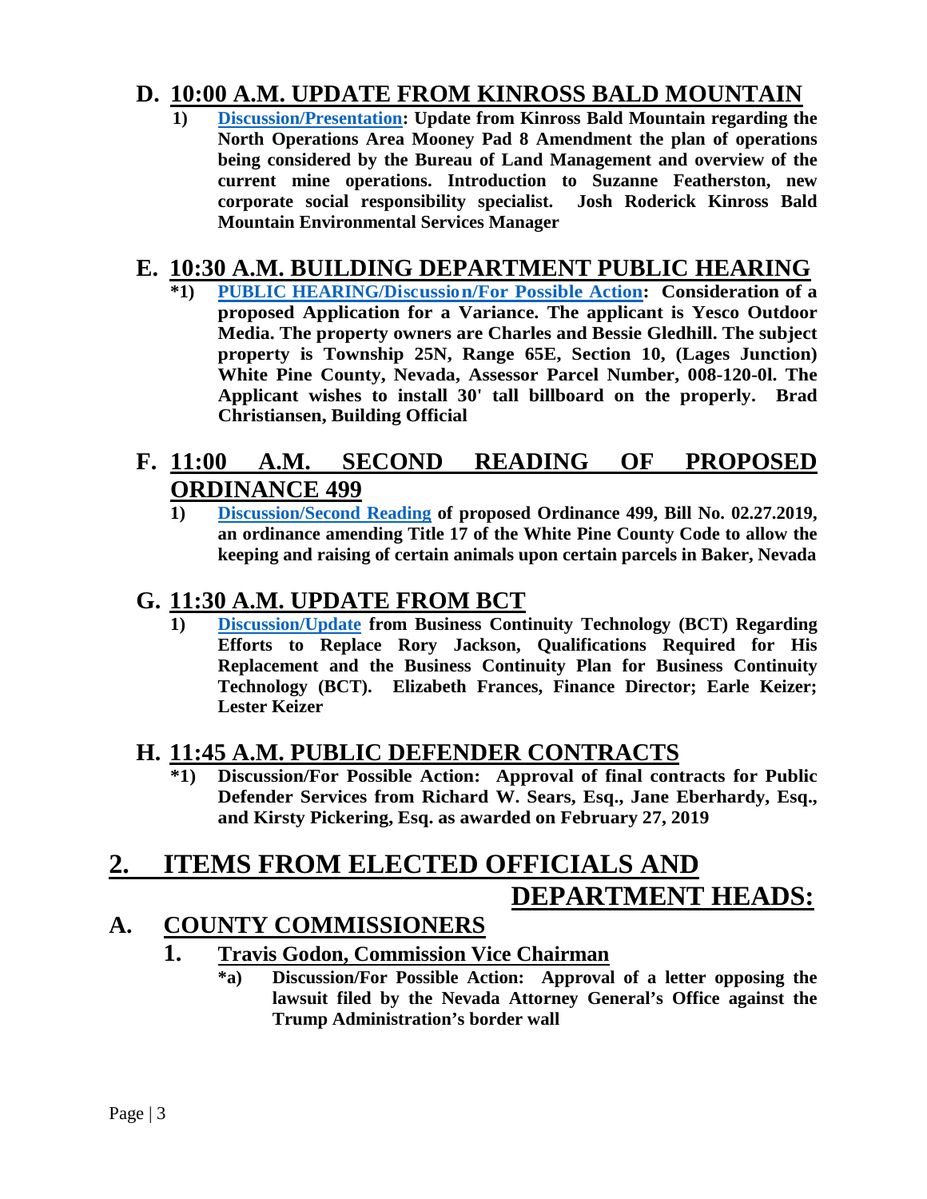## D. 10:00 A.M. UPDATE FROM KINROSS BALD MOUNTAIN

**1) Discussion/Presentation: Update from Kinross Bald Mountain regarding the North Operations Area Mooney Pad 8 Amendment the plan of operations being considered by the Bureau of Land Management and overview of the current mine operations. Introduction to Suzanne Featherston, new corporate social responsibility specialist. Josh Roderick Kinross Bald Mountain Environmental Services Manager**

## E. 10:30 A.M. BUILDING DEPARTMENT PUBLIC HEARING

**\*1) PUBLIC HEARING/Discussion/For Possible Action: Consideration of a proposed Application for a Variance. The applicant is Yesco Outdoor Media. The property owners are Charles and Bessie Gledhill. The subject property is Township 25N, Range 65E, Section 10, (Lages Junction) White Pine County, Nevada, Assessor Parcel Number, 008-120-0l. The Applicant wishes to install 30' tall billboard on the properly. Brad Christiansen, Building Official**

## F. 11:00 A.M. SECOND READING OF PROPOSED ORDINANCE 499

**1) Discussion/Second Reading of proposed Ordinance 499, Bill No. 02.27.2019, an ordinance amending Title 17 of the White Pine County Code to allow the keeping and raising of certain animals upon certain parcels in Baker, Nevada**

## G. 11:30 A.M. UPDATE FROM BCT

**1) Discussion/Update from Business Continuity Technology (BCT) Regarding Efforts to Replace Rory Jackson, Qualifications Required for His Replacement and the Business Continuity Plan for Business Continuity Technology (BCT). Elizabeth Frances, Finance Director; Earle Keizer; Lester Keizer**

## H. 11:45 A.M. PUBLIC DEFENDER CONTRACTS

**\*1) Discussion/For Possible Action: Approval of final contracts for Public Defender Services from Richard W. Sears, Esq., Jane Eberhardy, Esq., and Kirsty Pickering, Esq. as awarded on February 27, 2019**

# 2. ITEMS FROM ELECTED OFFICIALS AND DEPARTMENT HEADS:

## A. COUNTY COMMISSIONERS

### 1. Travis Godon, Commission Vice Chairman

**\*a) Discussion/For Possible Action: Approval of a letter opposing the lawsuit filed by the Nevada Attorney General's Office against the Trump Administration's border wall**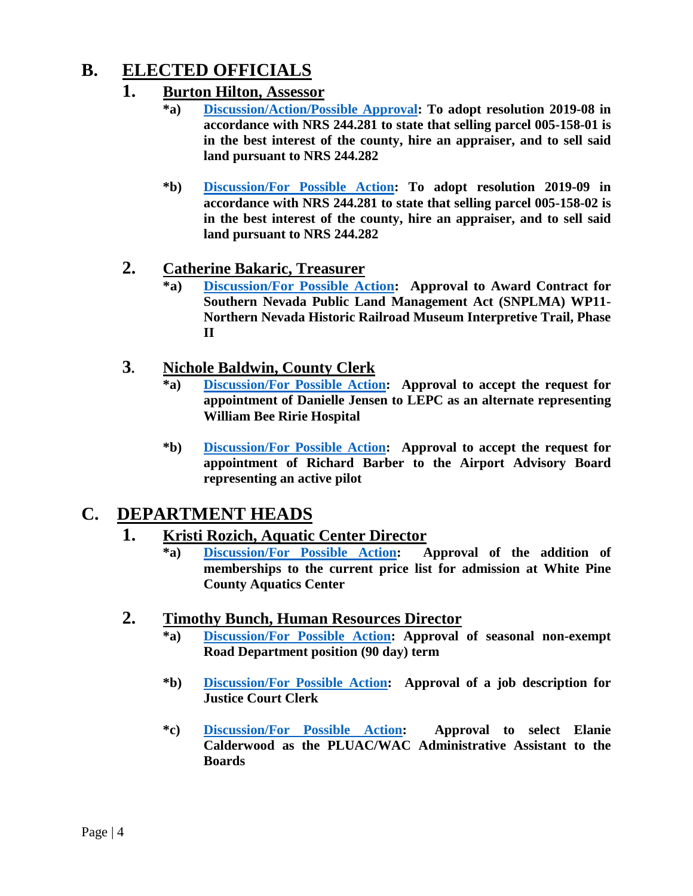## B. ELECTED OFFICIALS

### 1. Burton Hilton, Assessor

**\*a) Discussion/Action/Possible Approval: To adopt resolution 2019-08 in accordance with NRS 244.281 to state that selling parcel 005-158-01 is in the best interest of the county, hire an appraiser, and to sell said land pursuant to NRS 244.282**

**\*b) Discussion/For Possible Action: To adopt resolution 2019-09 in accordance with NRS 244.281 to state that selling parcel 005-158-02 is in the best interest of the county, hire an appraiser, and to sell said land pursuant to NRS 244.282**

### 2. Catherine Bakaric, Treasurer

**\*a) Discussion/For Possible Action: Approval to Award Contract for Southern Nevada Public Land Management Act (SNPLMA) WP11-Northern Nevada Historic Railroad Museum Interpretive Trail, Phase II**

### 3. Nichole Baldwin, County Clerk

**\*a) Discussion/For Possible Action: Approval to accept the request for appointment of Danielle Jensen to LEPC as an alternate representing William Bee Ririe Hospital**

**\*b) Discussion/For Possible Action: Approval to accept the request for appointment of Richard Barber to the Airport Advisory Board representing an active pilot**

## C. DEPARTMENT HEADS

### 1. Kristi Rozich, Aquatic Center Director

**\*a) Discussion/For Possible Action: Approval of the addition of memberships to the current price list for admission at White Pine County Aquatics Center**

### 2. Timothy Bunch, Human Resources Director

**\*a) Discussion/For Possible Action: Approval of seasonal non-exempt Road Department position (90 day) term**

**\*b) Discussion/For Possible Action: Approval of a job description for Justice Court Clerk**

**\*c) Discussion/For Possible Action: Approval to select Elanie Calderwood as the PLUAC/WAC Administrative Assistant to the Boards**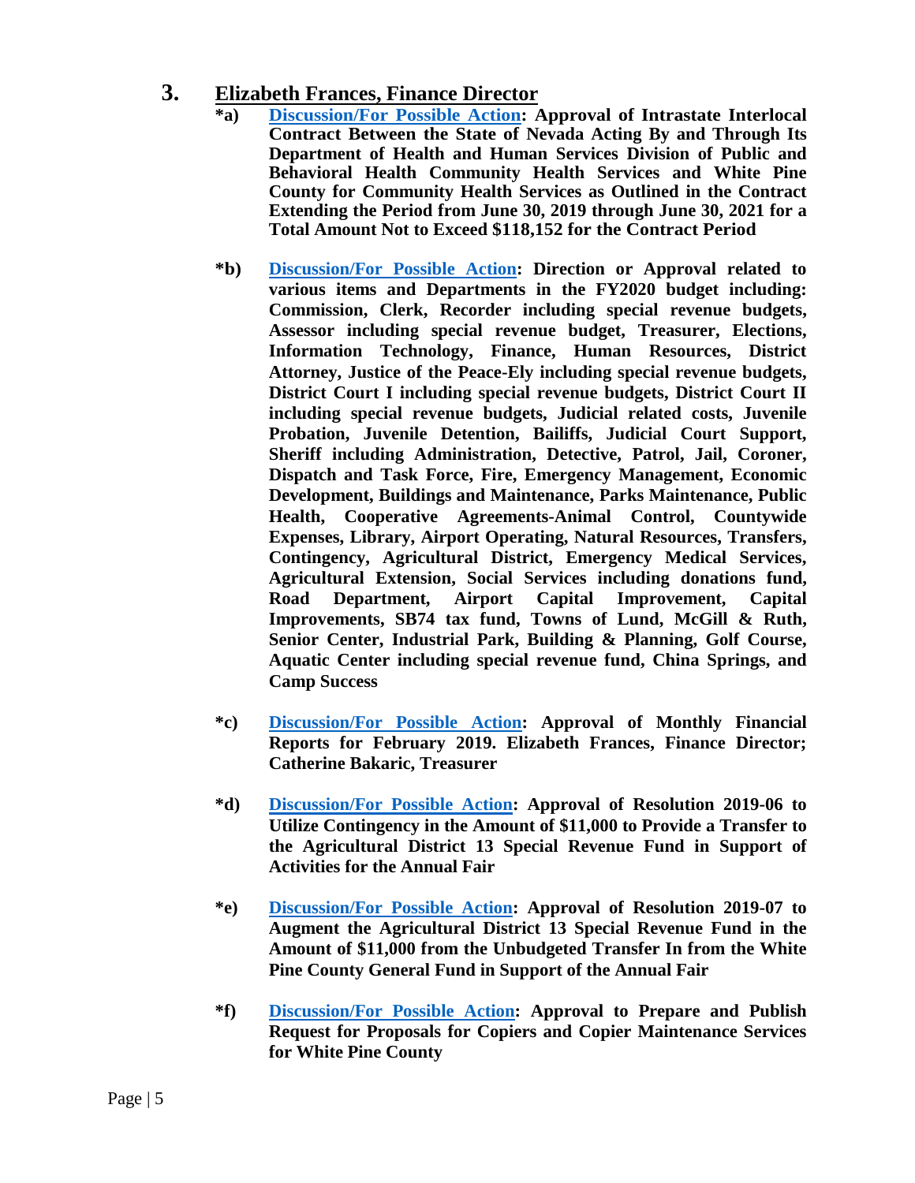## 3. Elizabeth Frances, Finance Director

**\*a) Discussion/For Possible Action: Approval of Intrastate Interlocal Contract Between the State of Nevada Acting By and Through Its Department of Health and Human Services Division of Public and Behavioral Health Community Health Services and White Pine County for Community Health Services as Outlined in the Contract Extending the Period from June 30, 2019 through June 30, 2021 for a Total Amount Not to Exceed $118,152 for the Contract Period**

**\*b) Discussion/For Possible Action: Direction or Approval related to various items and Departments in the FY2020 budget including: Commission, Clerk, Recorder including special revenue budgets, Assessor including special revenue budget, Treasurer, Elections, Information Technology, Finance, Human Resources, District Attorney, Justice of the Peace-Ely including special revenue budgets, District Court I including special revenue budgets, District Court II including special revenue budgets, Judicial related costs, Juvenile Probation, Juvenile Detention, Bailiffs, Judicial Court Support, Sheriff including Administration, Detective, Patrol, Jail, Coroner, Dispatch and Task Force, Fire, Emergency Management, Economic Development, Buildings and Maintenance, Parks Maintenance, Public Health, Cooperative Agreements-Animal Control, Countywide Expenses, Library, Airport Operating, Natural Resources, Transfers, Contingency, Agricultural District, Emergency Medical Services, Agricultural Extension, Social Services including donations fund, Road Department, Airport Capital Improvement, Capital Improvements, SB74 tax fund, Towns of Lund, McGill & Ruth, Senior Center, Industrial Park, Building & Planning, Golf Course, Aquatic Center including special revenue fund, China Springs, and Camp Success**

**\*c) Discussion/For Possible Action: Approval of Monthly Financial Reports for February 2019. Elizabeth Frances, Finance Director; Catherine Bakaric, Treasurer**

**\*d) Discussion/For Possible Action: Approval of Resolution 2019-06 to Utilize Contingency in the Amount of $11,000 to Provide a Transfer to the Agricultural District 13 Special Revenue Fund in Support of Activities for the Annual Fair**

**\*e) Discussion/For Possible Action: Approval of Resolution 2019-07 to Augment the Agricultural District 13 Special Revenue Fund in the Amount of $11,000 from the Unbudgeted Transfer In from the White Pine County General Fund in Support of the Annual Fair**

**\*f) Discussion/For Possible Action: Approval to Prepare and Publish Request for Proposals for Copiers and Copier Maintenance Services for White Pine County**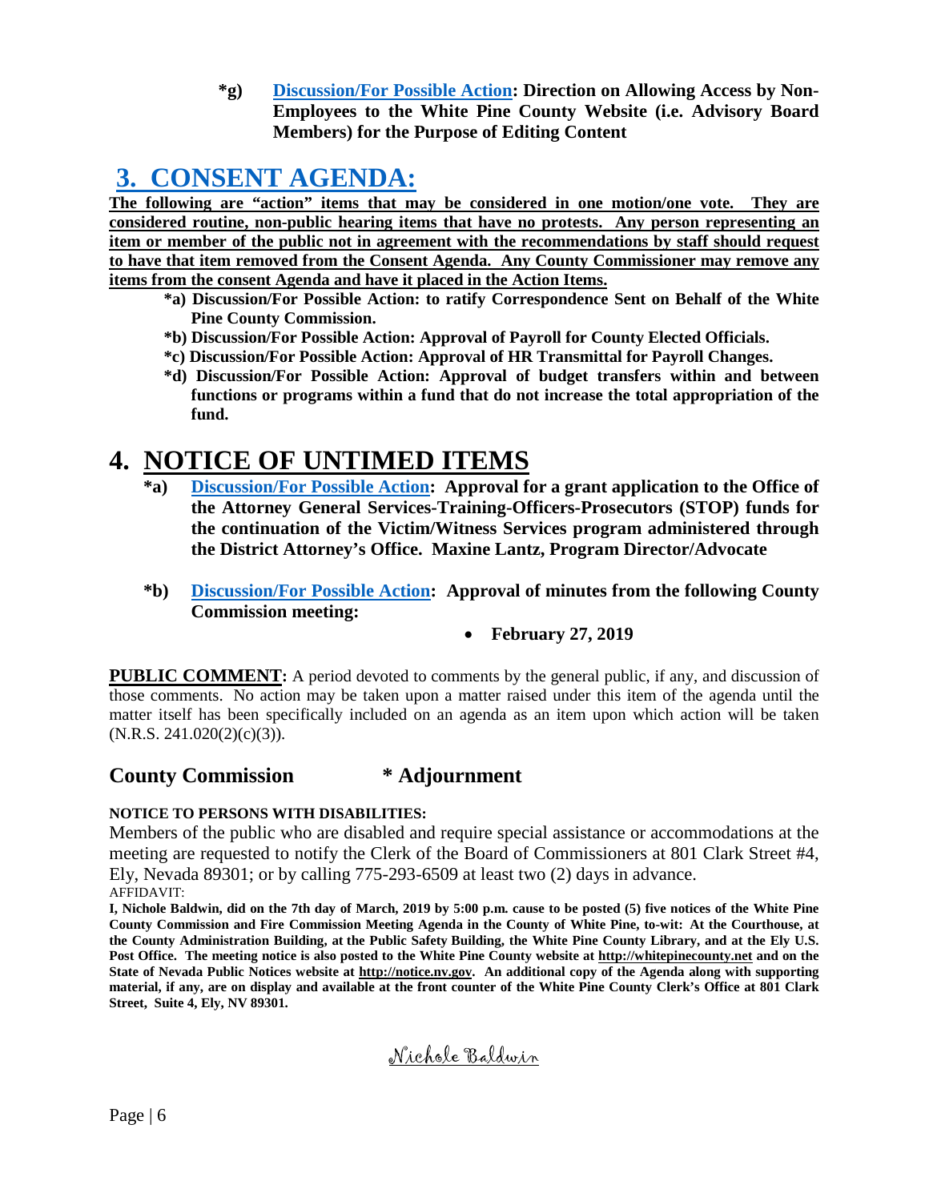**\*g) Discussion/For Possible Action: Direction on Allowing Access by Non-Employees to the White Pine County Website (i.e. Advisory Board Members) for the Purpose of Editing Content**

# 3. CONSENT AGENDA:

**The following are "action" items that may be considered in one motion/one vote. They are considered routine, non-public hearing items that have no protests. Any person representing an item or member of the public not in agreement with the recommendations by staff should request to have that item removed from the Consent Agenda. Any County Commissioner may remove any items from the consent Agenda and have it placed in the Action Items.**

- **\*a) Discussion/For Possible Action: to ratify Correspondence Sent on Behalf of the White Pine County Commission.**
- **\*b) Discussion/For Possible Action: Approval of Payroll for County Elected Officials.**
- **\*c) Discussion/For Possible Action: Approval of HR Transmittal for Payroll Changes.**
- **\*d) Discussion/For Possible Action: Approval of budget transfers within and between functions or programs within a fund that do not increase the total appropriation of the fund.**

# 4. NOTICE OF UNTIMED ITEMS

**\*a) Discussion/For Possible Action: Approval for a grant application to the Office of the Attorney General Services-Training-Officers-Prosecutors (STOP) funds for the continuation of the Victim/Witness Services program administered through the District Attorney's Office. Maxine Lantz, Program Director/Advocate**

**\*b) Discussion/For Possible Action: Approval of minutes from the following County Commission meeting:**

- **February 27, 2019**

**PUBLIC COMMENT:** A period devoted to comments by the general public, if any, and discussion of those comments. No action may be taken upon a matter raised under this item of the agenda until the matter itself has been specifically included on an agenda as an item upon which action will be taken (N.R.S. 241.020(2)(c)(3)).

## County Commission * Adjournment

**NOTICE TO PERSONS WITH DISABILITIES:**

Members of the public who are disabled and require special assistance or accommodations at the meeting are requested to notify the Clerk of the Board of Commissioners at 801 Clark Street #4, Ely, Nevada 89301; or by calling 775-293-6509 at least two (2) days in advance.

AFFIDAVIT:

**I, Nichole Baldwin, did on the 7th day of March, 2019 by 5:00 p.m. cause to be posted (5) five notices of the White Pine County Commission and Fire Commission Meeting Agenda in the County of White Pine, to-wit: At the Courthouse, at the County Administration Building, at the Public Safety Building, the White Pine County Library, and at the Ely U.S. Post Office. The meeting notice is also posted to the White Pine County website at http://whitepinecounty.net and on the State of Nevada Public Notices website at http://notice.nv.gov. An additional copy of the Agenda along with supporting material, if any, are on display and available at the front counter of the White Pine County Clerk's Office at 801 Clark Street, Suite 4, Ely, NV 89301.**

Nichole Baldwin